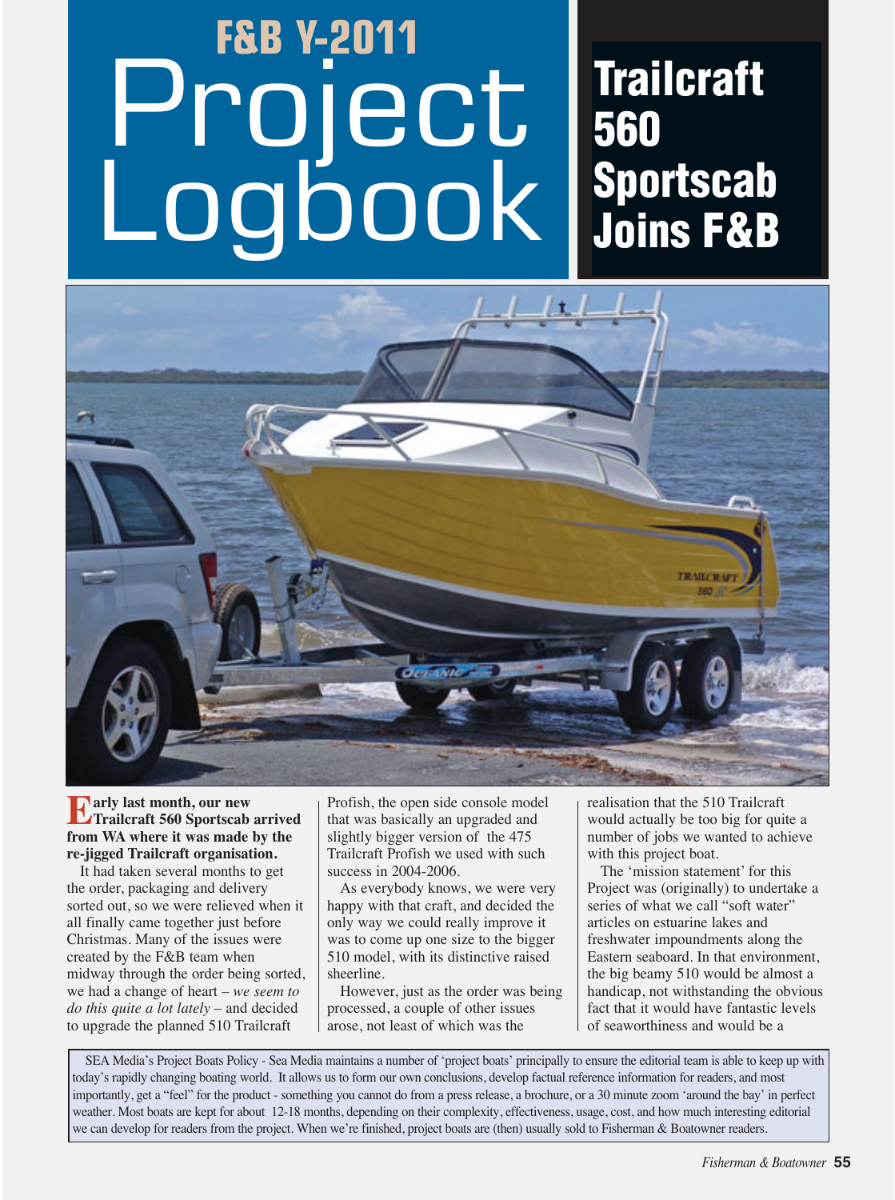# F&B Y-2011 Project Logbook

## Trailcraft 560 Sportscab Joins F&B

**Early last month, our new Trailcraft 560 Sportscab arrived from WA where it was made by the re-jigged Trailcraft organisation.**

It had taken several months to get the order, packaging and delivery sorted out, so we were relieved when it all finally came together just before Christmas. Many of the issues were created by the F&B team when midway through the order being sorted, we had a change of heart – *we seem to do this quite a lot lately* – and decided to upgrade the planned 510 Trailcraft Profish, the open side console model that was basically an upgraded and slightly bigger version of the 475 Trailcraft Profish we used with such success in 2004-2006.

As everybody knows, we were very happy with that craft, and decided the only way we could really improve it was to come up one size to the bigger 510 model, with its distinctive raised sheerline.

However, just as the order was being processed, a couple of other issues arose, not least of which was the realisation that the 510 Trailcraft would actually be too big for quite a number of jobs we wanted to achieve with this project boat.

The 'mission statement' for this Project was (originally) to undertake a series of what we call "soft water" articles on estuarine lakes and freshwater impoundments along the Eastern seaboard. In that environment, the big beamy 510 would be almost a handicap, not withstanding the obvious fact that it would have fantastic levels of seaworthiness and would be a

SEA Media's Project Boats Policy - Sea Media maintains a number of 'project boats' principally to ensure the editorial team is able to keep up with today's rapidly changing boating world. It allows us to form our own conclusions, develop factual reference information for readers, and most importantly, get a "feel" for the product - something you cannot do from a press release, a brochure, or a 30 minute zoom 'around the bay' in perfect weather. Most boats are kept for about 12-18 months, depending on their complexity, effectiveness, usage, cost, and how much interesting editorial we can develop for readers from the project. When we're finished, project boats are (then) usually sold to Fisherman & Boatowner readers.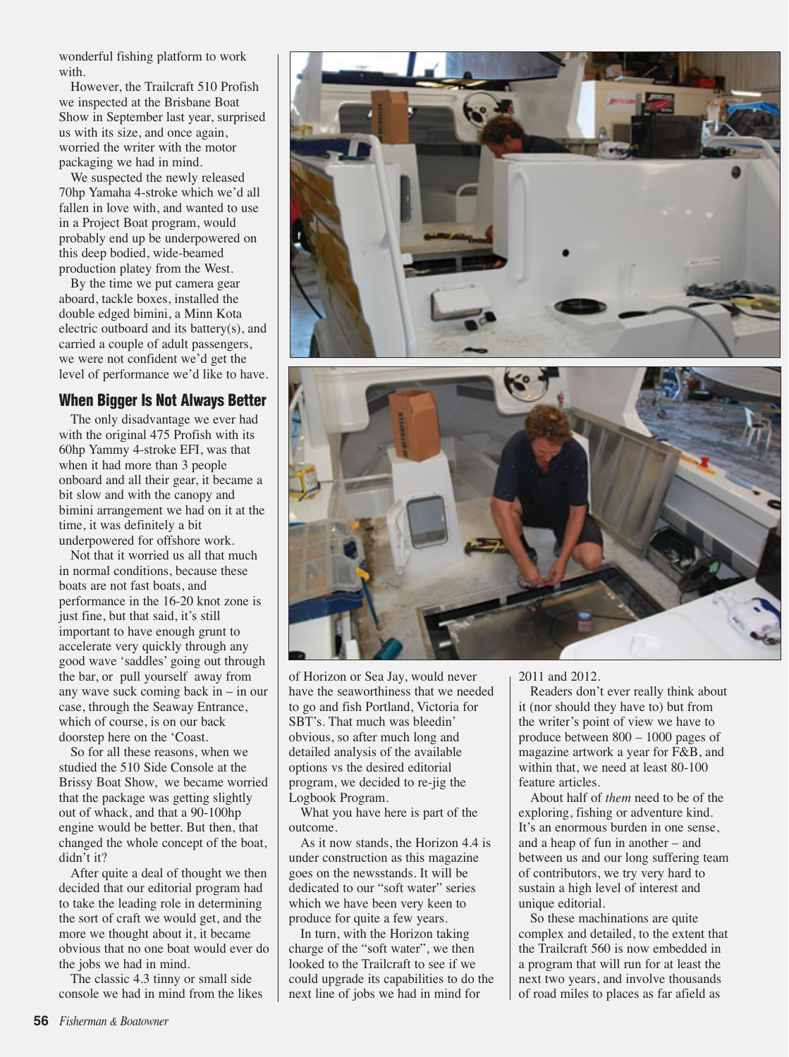wonderful fishing platform to work with.

However, the Trailcraft 510 Profish we inspected at the Brisbane Boat Show in September last year, surprised us with its size, and once again, worried the writer with the motor packaging we had in mind.

We suspected the newly released 70hp Yamaha 4-stroke which we'd all fallen in love with, and wanted to use in a Project Boat program, would probably end up be underpowered on this deep bodied, wide-beamed production platey from the West.

By the time we put camera gear aboard, tackle boxes, installed the double edged bimini, a Minn Kota electric outboard and its battery(s), and carried a couple of adult passengers, we were not confident we'd get the level of performance we'd like to have.

## When Bigger Is Not Always Better

The only disadvantage we ever had with the original 475 Profish with its 60hp Yammy 4-stroke EFI, was that when it had more than 3 people onboard and all their gear, it became a bit slow and with the canopy and bimini arrangement we had on it at the time, it was definitely a bit underpowered for offshore work.

Not that it worried us all that much in normal conditions, because these boats are not fast boats, and performance in the 16-20 knot zone is just fine, but that said, it's still important to have enough grunt to accelerate very quickly through any good wave 'saddles' going out through the bar, or pull yourself away from any wave suck coming back in – in our case, through the Seaway Entrance, which of course, is on our back doorstep here on the 'Coast.

So for all these reasons, when we studied the 510 Side Console at the Brissy Boat Show, we became worried that the package was getting slightly out of whack, and that a 90-100hp engine would be better. But then, that changed the whole concept of the boat, didn't it?

After quite a deal of thought we then decided that our editorial program had to take the leading role in determining the sort of craft we would get, and the more we thought about it, it became obvious that no one boat would ever do the jobs we had in mind.

The classic 4.3 tinny or small side console we had in mind from the likes of Horizon or Sea Jay, would never have the seaworthiness that we needed to go and fish Portland, Victoria for SBT's. That much was bleedin' obvious, so after much long and detailed analysis of the available options vs the desired editorial program, we decided to re-jig the Logbook Program.

What you have here is part of the outcome.

As it now stands, the Horizon 4.4 is under construction as this magazine goes on the newsstands. It will be dedicated to our "soft water" series which we have been very keen to produce for quite a few years.

In turn, with the Horizon taking charge of the "soft water", we then looked to the Trailcraft to see if we could upgrade its capabilities to do the next line of jobs we had in mind for 2011 and 2012.

Readers don't ever really think about it (nor should they have to) but from the writer's point of view we have to produce between 800 – 1000 pages of magazine artwork a year for F&B, and within that, we need at least 80-100 feature articles.

About half of *them* need to be of the exploring, fishing or adventure kind. It's an enormous burden in one sense, and a heap of fun in another – and between us and our long suffering team of contributors, we try very hard to sustain a high level of interest and unique editorial.

So these machinations are quite complex and detailed, to the extent that the Trailcraft 560 is now embedded in a program that will run for at least the next two years, and involve thousands of road miles to places as far afield as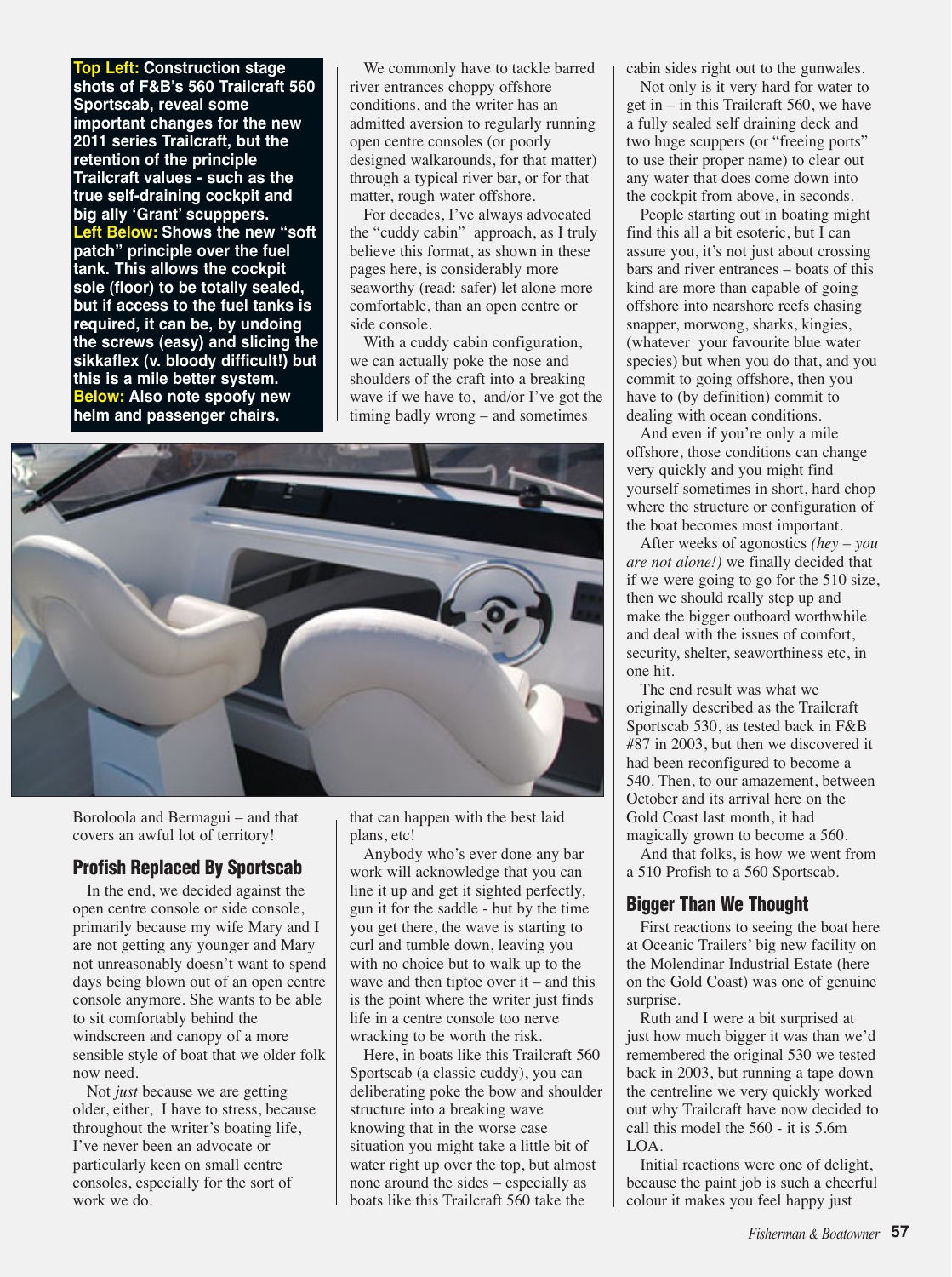**Top Left:** **Construction stage shots of F&B's 560 Trailcraft 560 Sportscab, reveal some important changes for the new 2011 series Trailcraft, but the retention of the principle Trailcraft values - such as the true self-draining cockpit and big ally 'Grant' scupppers.**
**Left Below:** **Shows the new "soft patch" principle over the fuel tank. This allows the cockpit sole (floor) to be totally sealed, but if access to the fuel tanks is required, it can be, by undoing the screws (easy) and slicing the sikkaflex (v. bloody difficult!) but this is a mile better system.**
**Below:** **Also note spoofy new helm and passenger chairs.**

Boroloola and Bermagui – and that covers an awful lot of territory!

## Profish Replaced By Sportscab

In the end, we decided against the open centre console or side console, primarily because my wife Mary and I are not getting any younger and Mary not unreasonably doesn't want to spend days being blown out of an open centre console anymore. She wants to be able to sit comfortably behind the windscreen and canopy of a more sensible style of boat that we older folk now need.

Not *just* because we are getting older, either, I have to stress, because throughout the writer's boating life, I've never been an advocate or particularly keen on small centre consoles, especially for the sort of work we do.

We commonly have to tackle barred river entrances choppy offshore conditions, and the writer has an admitted aversion to regularly running open centre consoles (or poorly designed walkarounds, for that matter) through a typical river bar, or for that matter, rough water offshore.

For decades, I've always advocated the "cuddy cabin" approach, as I truly believe this format, as shown in these pages here, is considerably more seaworthy (read: safer) let alone more comfortable, than an open centre or side console.

With a cuddy cabin configuration, we can actually poke the nose and shoulders of the craft into a breaking wave if we have to, and/or I've got the timing badly wrong – and sometimes that can happen with the best laid plans, etc!

Anybody who's ever done any bar work will acknowledge that you can line it up and get it sighted perfectly, gun it for the saddle - but by the time you get there, the wave is starting to curl and tumble down, leaving you with no choice but to walk up to the wave and then tiptoe over it – and this is the point where the writer just finds life in a centre console too nerve wracking to be worth the risk.

Here, in boats like this Trailcraft 560 Sportscab (a classic cuddy), you can deliberating poke the bow and shoulder structure into a breaking wave knowing that in the worse case situation you might take a little bit of water right up over the top, but almost none around the sides – especially as boats like this Trailcraft 560 take the cabin sides right out to the gunwales.

Not only is it very hard for water to get in – in this Trailcraft 560, we have a fully sealed self draining deck and two huge scuppers (or "freeing ports" to use their proper name) to clear out any water that does come down into the cockpit from above, in seconds.

People starting out in boating might find this all a bit esoteric, but I can assure you, it's not just about crossing bars and river entrances – boats of this kind are more than capable of going offshore into nearshore reefs chasing snapper, morwong, sharks, kingies, (whatever your favourite blue water species) but when you do that, and you commit to going offshore, then you have to (by definition) commit to dealing with ocean conditions.

And even if you're only a mile offshore, those conditions can change very quickly and you might find yourself sometimes in short, hard chop where the structure or configuration of the boat becomes most important.

After weeks of agonostics *(hey – you are not alone!)* we finally decided that if we were going to go for the 510 size, then we should really step up and make the bigger outboard worthwhile and deal with the issues of comfort, security, shelter, seaworthiness etc, in one hit.

The end result was what we originally described as the Trailcraft Sportscab 530, as tested back in F&B #87 in 2003, but then we discovered it had been reconfigured to become a 540. Then, to our amazement, between October and its arrival here on the Gold Coast last month, it had magically grown to become a 560.

And that folks, is how we went from a 510 Profish to a 560 Sportscab.

## Bigger Than We Thought

First reactions to seeing the boat here at Oceanic Trailers' big new facility on the Molendinar Industrial Estate (here on the Gold Coast) was one of genuine surprise.

Ruth and I were a bit surprised at just how much bigger it was than we'd remembered the original 530 we tested back in 2003, but running a tape down the centreline we very quickly worked out why Trailcraft have now decided to call this model the 560 - it is 5.6m LOA.

Initial reactions were one of delight, because the paint job is such a cheerful colour it makes you feel happy just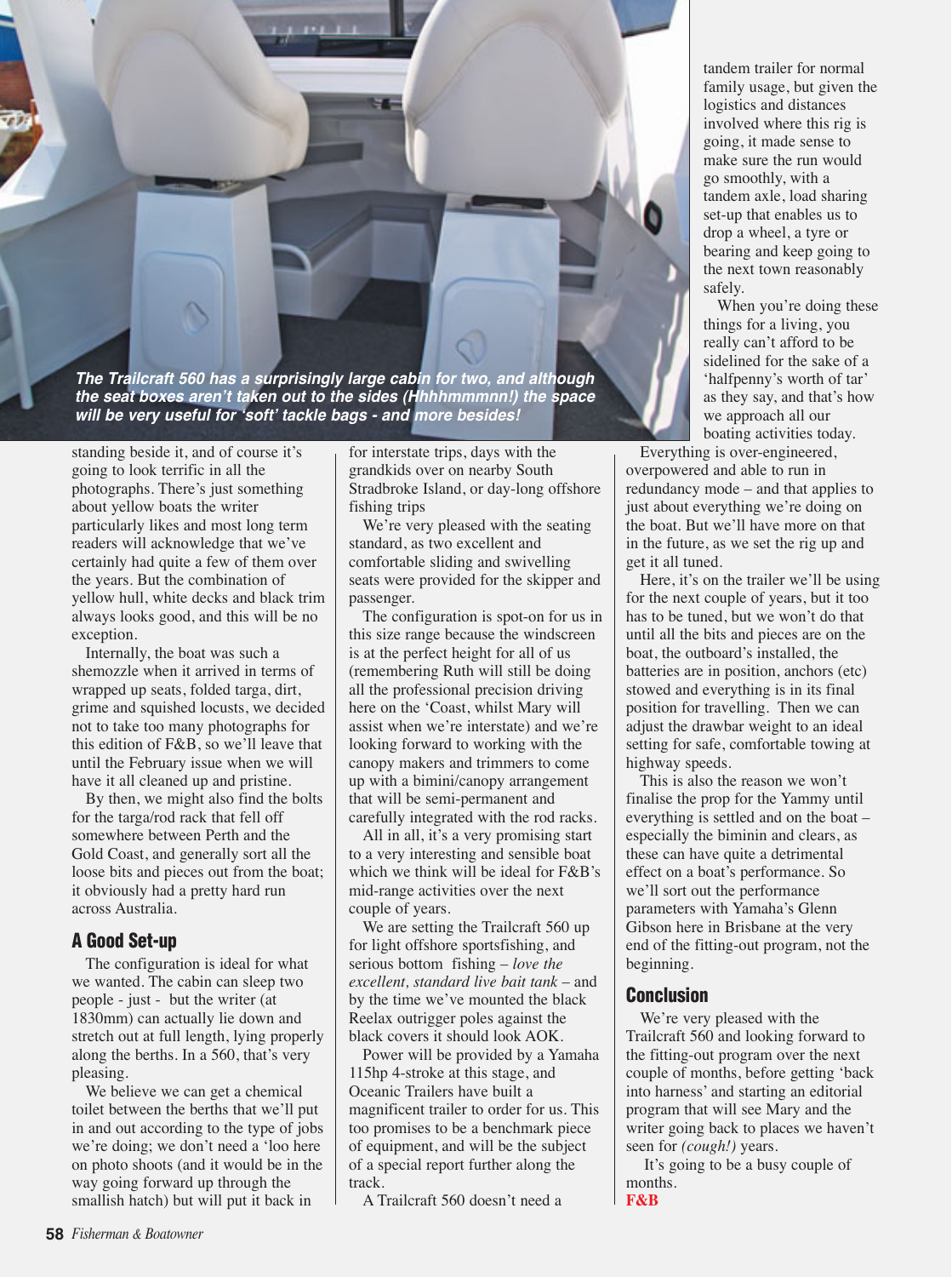*The Trailcraft 560 has a surprisingly large cabin for two, and although the seat boxes aren't taken out to the sides (Hhhhmmmnn!) the space will be very useful for 'soft' tackle bags - and more besides!*

standing beside it, and of course it's going to look terrific in all the photographs. There's just something about yellow boats the writer particularly likes and most long term readers will acknowledge that we've certainly had quite a few of them over the years. But the combination of yellow hull, white decks and black trim always looks good, and this will be no exception.

Internally, the boat was such a shemozzle when it arrived in terms of wrapped up seats, folded targa, dirt, grime and squished locusts, we decided not to take too many photographs for this edition of F&B, so we'll leave that until the February issue when we will have it all cleaned up and pristine.

By then, we might also find the bolts for the targa/rod rack that fell off somewhere between Perth and the Gold Coast, and generally sort all the loose bits and pieces out from the boat; it obviously had a pretty hard run across Australia.

## A Good Set-up

The configuration is ideal for what we wanted. The cabin can sleep two people - just - but the writer (at 1830mm) can actually lie down and stretch out at full length, lying properly along the berths. In a 560, that's very pleasing.

We believe we can get a chemical toilet between the berths that we'll put in and out according to the type of jobs we're doing; we don't need a 'loo here on photo shoots (and it would be in the way going forward up through the smallish hatch) but will put it back in for interstate trips, days with the grandkids over on nearby South Stradbroke Island, or day-long offshore fishing trips

We're very pleased with the seating standard, as two excellent and comfortable sliding and swivelling seats were provided for the skipper and passenger.

The configuration is spot-on for us in this size range because the windscreen is at the perfect height for all of us (remembering Ruth will still be doing all the professional precision driving here on the 'Coast, whilst Mary will assist when we're interstate) and we're looking forward to working with the canopy makers and trimmers to come up with a bimini/canopy arrangement that will be semi-permanent and carefully integrated with the rod racks.

All in all, it's a very promising start to a very interesting and sensible boat which we think will be ideal for F&B's mid-range activities over the next couple of years.

We are setting the Trailcraft 560 up for light offshore sportsfishing, and serious bottom fishing – *love the excellent, standard live bait tank* – and by the time we've mounted the black Reelax outrigger poles against the black covers it should look AOK.

Power will be provided by a Yamaha 115hp 4-stroke at this stage, and Oceanic Trailers have built a magnificent trailer to order for us. This too promises to be a benchmark piece of equipment, and will be the subject of a special report further along the track.

A Trailcraft 560 doesn't need a tandem trailer for normal family usage, but given the logistics and distances involved where this rig is going, it made sense to make sure the run would go smoothly, with a tandem axle, load sharing set-up that enables us to drop a wheel, a tyre or bearing and keep going to the next town reasonably safely.

When you're doing these things for a living, you really can't afford to be sidelined for the sake of a 'halfpenny's worth of tar' as they say, and that's how we approach all our boating activities today.

Everything is over-engineered, overpowered and able to run in redundancy mode – and that applies to just about everything we're doing on the boat. But we'll have more on that in the future, as we set the rig up and get it all tuned.

Here, it's on the trailer we'll be using for the next couple of years, but it too has to be tuned, but we won't do that until all the bits and pieces are on the boat, the outboard's installed, the batteries are in position, anchors (etc) stowed and everything is in its final position for travelling. Then we can adjust the drawbar weight to an ideal setting for safe, comfortable towing at highway speeds.

This is also the reason we won't finalise the prop for the Yammy until everything is settled and on the boat – especially the biminn and clears, as these can have quite a detrimental effect on a boat's performance. So we'll sort out the performance parameters with Yamaha's Glenn Gibson here in Brisbane at the very end of the fitting-out program, not the beginning.

## Conclusion

We're very pleased with the Trailcraft 560 and looking forward to the fitting-out program over the next couple of months, before getting 'back into harness' and starting an editorial program that will see Mary and the writer going back to places we haven't seen for *(cough!)* years.

It's going to be a busy couple of months.

**F&B**